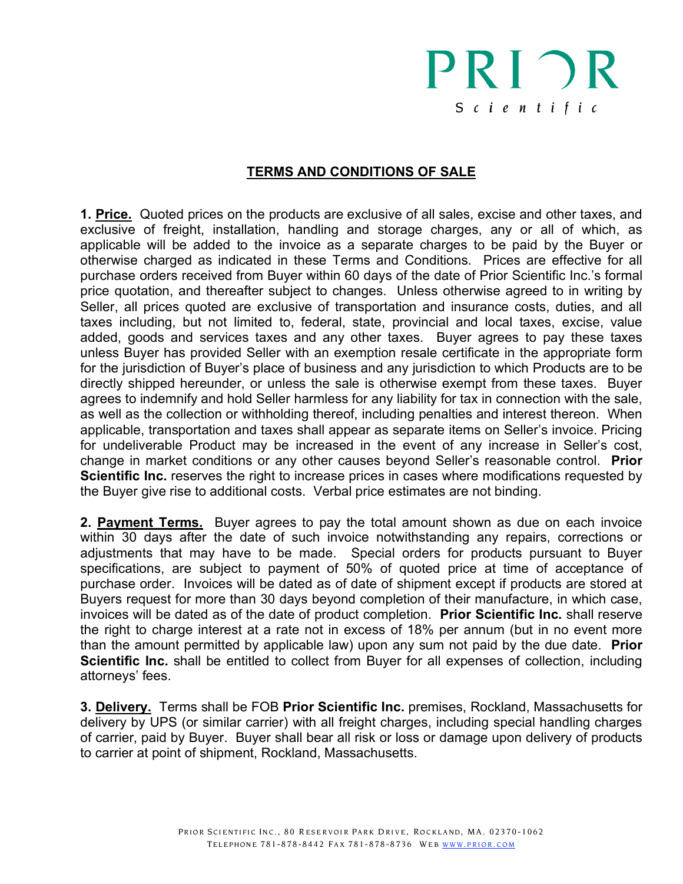PRIOR Scientific

# TERMS AND CONDITIONS OF SALE

**1. Price.** Quoted prices on the products are exclusive of all sales, excise and other taxes, and exclusive of freight, installation, handling and storage charges, any or all of which, as applicable will be added to the invoice as a separate charges to be paid by the Buyer or otherwise charged as indicated in these Terms and Conditions. Prices are effective for all purchase orders received from Buyer within 60 days of the date of Prior Scientific Inc.'s formal price quotation, and thereafter subject to changes. Unless otherwise agreed to in writing by Seller, all prices quoted are exclusive of transportation and insurance costs, duties, and all taxes including, but not limited to, federal, state, provincial and local taxes, excise, value added, goods and services taxes and any other taxes. Buyer agrees to pay these taxes unless Buyer has provided Seller with an exemption resale certificate in the appropriate form for the jurisdiction of Buyer's place of business and any jurisdiction to which Products are to be directly shipped hereunder, or unless the sale is otherwise exempt from these taxes. Buyer agrees to indemnify and hold Seller harmless for any liability for tax in connection with the sale, as well as the collection or withholding thereof, including penalties and interest thereon. When applicable, transportation and taxes shall appear as separate items on Seller's invoice. Pricing for undeliverable Product may be increased in the event of any increase in Seller's cost, change in market conditions or any other causes beyond Seller's reasonable control. **Prior Scientific Inc.** reserves the right to increase prices in cases where modifications requested by the Buyer give rise to additional costs. Verbal price estimates are not binding.

**2. Payment Terms.** Buyer agrees to pay the total amount shown as due on each invoice within 30 days after the date of such invoice notwithstanding any repairs, corrections or adjustments that may have to be made. Special orders for products pursuant to Buyer specifications, are subject to payment of 50% of quoted price at time of acceptance of purchase order. Invoices will be dated as of date of shipment except if products are stored at Buyers request for more than 30 days beyond completion of their manufacture, in which case, invoices will be dated as of the date of product completion. **Prior Scientific Inc.** shall reserve the right to charge interest at a rate not in excess of 18% per annum (but in no event more than the amount permitted by applicable law) upon any sum not paid by the due date. **Prior Scientific Inc.** shall be entitled to collect from Buyer for all expenses of collection, including attorneys' fees.

**3. Delivery.** Terms shall be FOB **Prior Scientific Inc.** premises, Rockland, Massachusetts for delivery by UPS (or similar carrier) with all freight charges, including special handling charges of carrier, paid by Buyer. Buyer shall bear all risk or loss or damage upon delivery of products to carrier at point of shipment, Rockland, Massachusetts.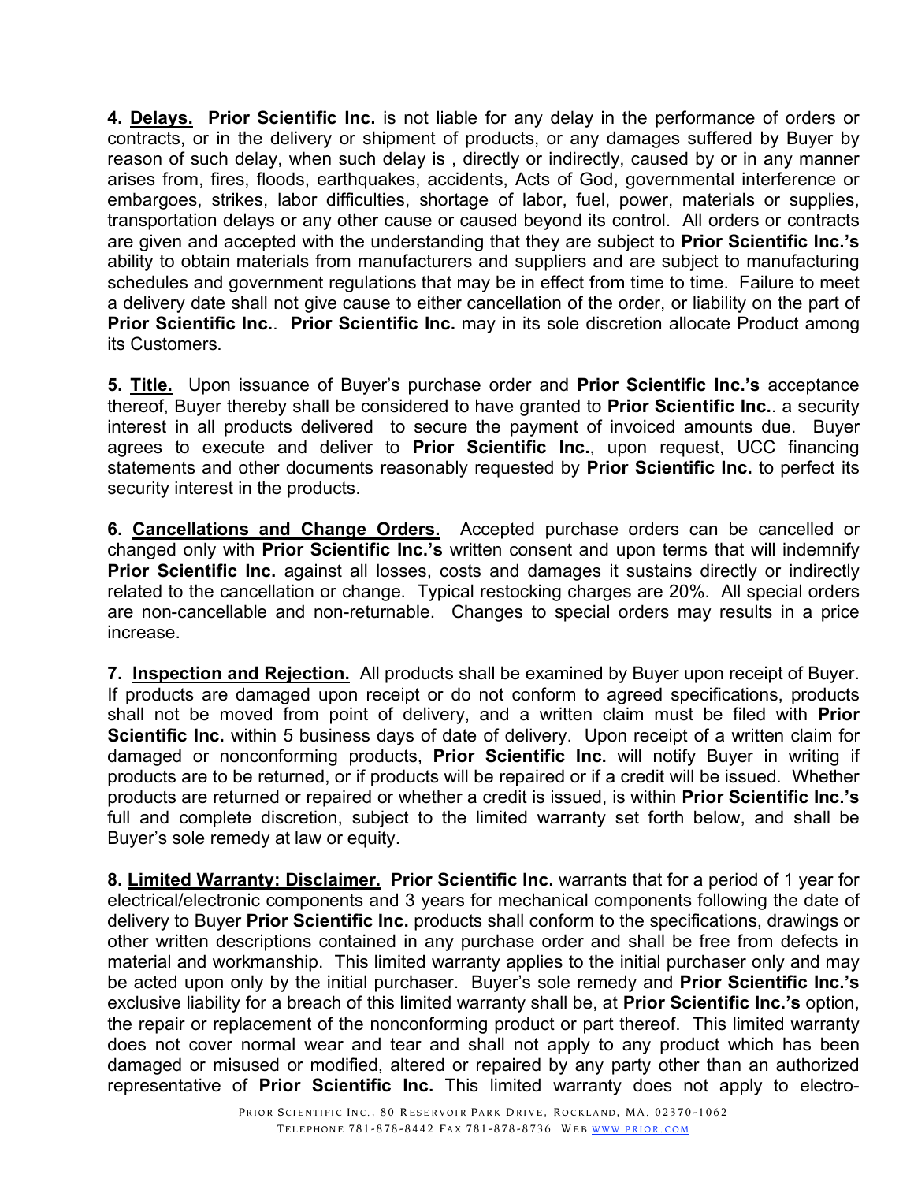**4. <u>Delays.</u>** **Prior Scientific Inc.** is not liable for any delay in the performance of orders or contracts, or in the delivery or shipment of products, or any damages suffered by Buyer by reason of such delay, when such delay is , directly or indirectly, caused by or in any manner arises from, fires, floods, earthquakes, accidents, Acts of God, governmental interference or embargoes, strikes, labor difficulties, shortage of labor, fuel, power, materials or supplies, transportation delays or any other cause or caused beyond its control. All orders or contracts are given and accepted with the understanding that they are subject to **Prior Scientific Inc.'s** ability to obtain materials from manufacturers and suppliers and are subject to manufacturing schedules and government regulations that may be in effect from time to time. Failure to meet a delivery date shall not give cause to either cancellation of the order, or liability on the part of **Prior Scientific Inc.**. **Prior Scientific Inc.** may in its sole discretion allocate Product among its Customers.

**5. <u>Title.</u>** Upon issuance of Buyer's purchase order and **Prior Scientific Inc.'s** acceptance thereof, Buyer thereby shall be considered to have granted to **Prior Scientific Inc.**. a security interest in all products delivered to secure the payment of invoiced amounts due. Buyer agrees to execute and deliver to **Prior Scientific Inc.**, upon request, UCC financing statements and other documents reasonably requested by **Prior Scientific Inc.** to perfect its security interest in the products.

**6. <u>Cancellations and Change Orders.</u>** Accepted purchase orders can be cancelled or changed only with **Prior Scientific Inc.'s** written consent and upon terms that will indemnify **Prior Scientific Inc.** against all losses, costs and damages it sustains directly or indirectly related to the cancellation or change. Typical restocking charges are 20%. All special orders are non-cancellable and non-returnable. Changes to special orders may results in a price increase.

**7. <u>Inspection and Rejection.</u>** All products shall be examined by Buyer upon receipt of Buyer. If products are damaged upon receipt or do not conform to agreed specifications, products shall not be moved from point of delivery, and a written claim must be filed with **Prior Scientific Inc.** within 5 business days of date of delivery. Upon receipt of a written claim for damaged or nonconforming products, **Prior Scientific Inc.** will notify Buyer in writing if products are to be returned, or if products will be repaired or if a credit will be issued. Whether products are returned or repaired or whether a credit is issued, is within **Prior Scientific Inc.'s** full and complete discretion, subject to the limited warranty set forth below, and shall be Buyer's sole remedy at law or equity.

**8. <u>Limited Warranty: Disclaimer.</u>** **Prior Scientific Inc.** warrants that for a period of 1 year for electrical/electronic components and 3 years for mechanical components following the date of delivery to Buyer **Prior Scientific Inc.** products shall conform to the specifications, drawings or other written descriptions contained in any purchase order and shall be free from defects in material and workmanship. This limited warranty applies to the initial purchaser only and may be acted upon only by the initial purchaser. Buyer's sole remedy and **Prior Scientific Inc.'s** exclusive liability for a breach of this limited warranty shall be, at **Prior Scientific Inc.'s** option, the repair or replacement of the nonconforming product or part thereof. This limited warranty does not cover normal wear and tear and shall not apply to any product which has been damaged or misused or modified, altered or repaired by any party other than an authorized representative of **Prior Scientific Inc.** This limited warranty does not apply to electro-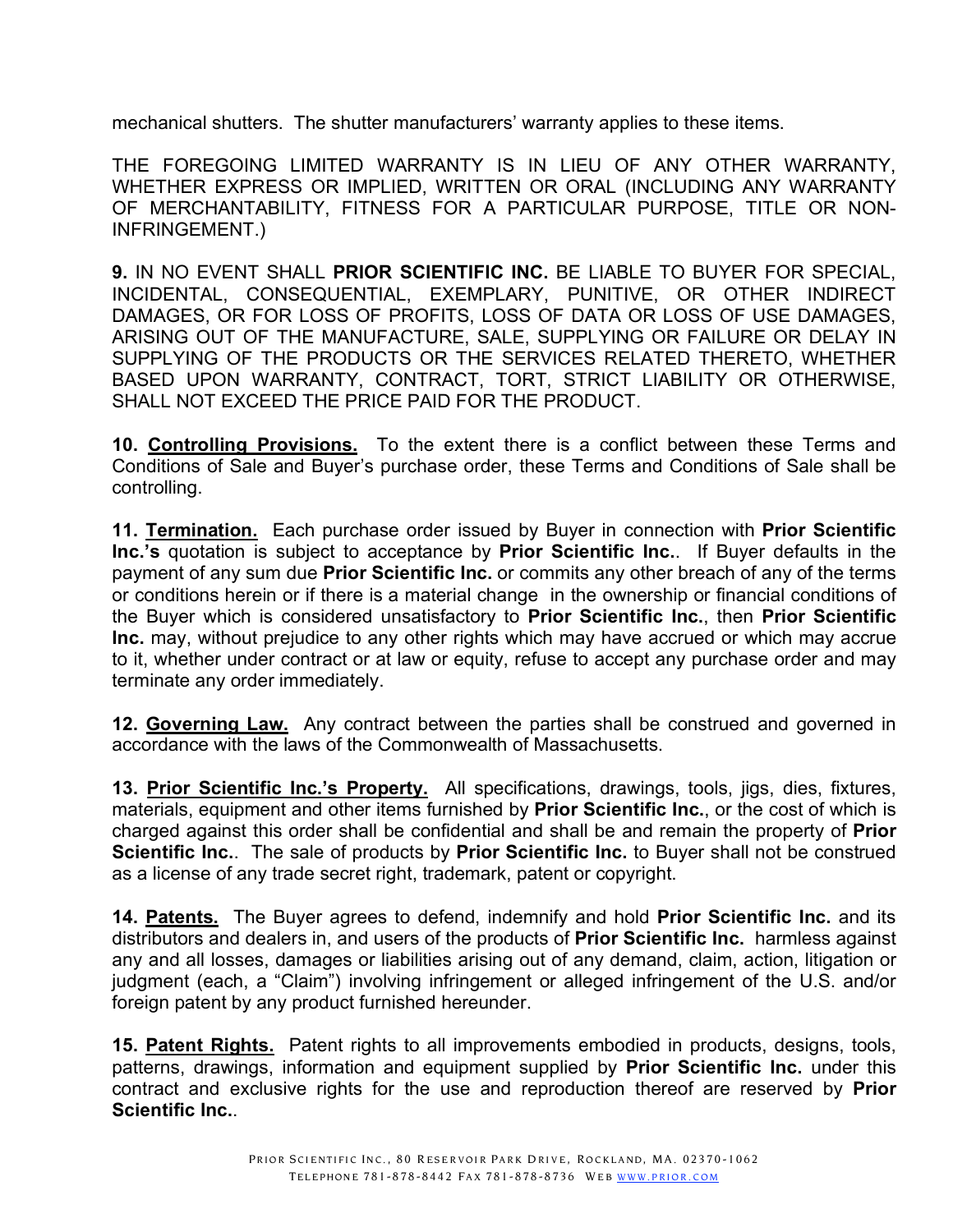mechanical shutters. The shutter manufacturers' warranty applies to these items.

THE FOREGOING LIMITED WARRANTY IS IN LIEU OF ANY OTHER WARRANTY, WHETHER EXPRESS OR IMPLIED, WRITTEN OR ORAL (INCLUDING ANY WARRANTY OF MERCHANTABILITY, FITNESS FOR A PARTICULAR PURPOSE, TITLE OR NON-INFRINGEMENT.)

**9.** IN NO EVENT SHALL **PRIOR SCIENTIFIC INC.** BE LIABLE TO BUYER FOR SPECIAL, INCIDENTAL, CONSEQUENTIAL, EXEMPLARY, PUNITIVE, OR OTHER INDIRECT DAMAGES, OR FOR LOSS OF PROFITS, LOSS OF DATA OR LOSS OF USE DAMAGES, ARISING OUT OF THE MANUFACTURE, SALE, SUPPLYING OR FAILURE OR DELAY IN SUPPLYING OF THE PRODUCTS OR THE SERVICES RELATED THERETO, WHETHER BASED UPON WARRANTY, CONTRACT, TORT, STRICT LIABILITY OR OTHERWISE, SHALL NOT EXCEED THE PRICE PAID FOR THE PRODUCT.

**10. Controlling Provisions.** To the extent there is a conflict between these Terms and Conditions of Sale and Buyer's purchase order, these Terms and Conditions of Sale shall be controlling.

**11. Termination.** Each purchase order issued by Buyer in connection with **Prior Scientific Inc.'s** quotation is subject to acceptance by **Prior Scientific Inc.**. If Buyer defaults in the payment of any sum due **Prior Scientific Inc.** or commits any other breach of any of the terms or conditions herein or if there is a material change in the ownership or financial conditions of the Buyer which is considered unsatisfactory to **Prior Scientific Inc.**, then **Prior Scientific Inc.** may, without prejudice to any other rights which may have accrued or which may accrue to it, whether under contract or at law or equity, refuse to accept any purchase order and may terminate any order immediately.

**12. Governing Law.** Any contract between the parties shall be construed and governed in accordance with the laws of the Commonwealth of Massachusetts.

**13. Prior Scientific Inc.'s Property.** All specifications, drawings, tools, jigs, dies, fixtures, materials, equipment and other items furnished by **Prior Scientific Inc.**, or the cost of which is charged against this order shall be confidential and shall be and remain the property of **Prior Scientific Inc.**. The sale of products by **Prior Scientific Inc.** to Buyer shall not be construed as a license of any trade secret right, trademark, patent or copyright.

**14. Patents.** The Buyer agrees to defend, indemnify and hold **Prior Scientific Inc.** and its distributors and dealers in, and users of the products of **Prior Scientific Inc.** harmless against any and all losses, damages or liabilities arising out of any demand, claim, action, litigation or judgment (each, a "Claim") involving infringement or alleged infringement of the U.S. and/or foreign patent by any product furnished hereunder.

**15. Patent Rights.** Patent rights to all improvements embodied in products, designs, tools, patterns, drawings, information and equipment supplied by **Prior Scientific Inc.** under this contract and exclusive rights for the use and reproduction thereof are reserved by **Prior Scientific Inc.**.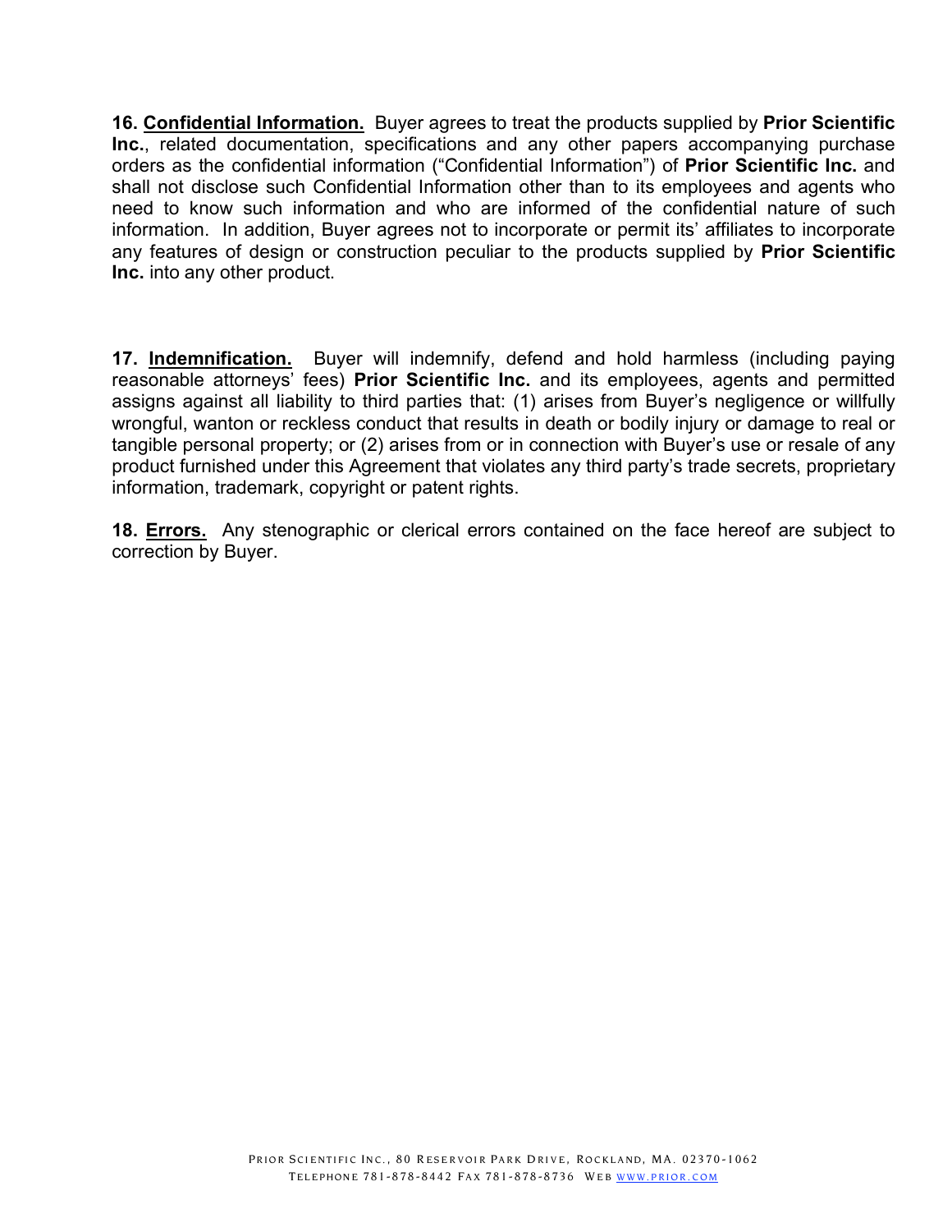**16. Confidential Information.** Buyer agrees to treat the products supplied by **Prior Scientific Inc.**, related documentation, specifications and any other papers accompanying purchase orders as the confidential information ("Confidential Information") of **Prior Scientific Inc.** and shall not disclose such Confidential Information other than to its employees and agents who need to know such information and who are informed of the confidential nature of such information. In addition, Buyer agrees not to incorporate or permit its' affiliates to incorporate any features of design or construction peculiar to the products supplied by **Prior Scientific Inc.** into any other product.

**17. Indemnification.** Buyer will indemnify, defend and hold harmless (including paying reasonable attorneys' fees) **Prior Scientific Inc.** and its employees, agents and permitted assigns against all liability to third parties that: (1) arises from Buyer's negligence or willfully wrongful, wanton or reckless conduct that results in death or bodily injury or damage to real or tangible personal property; or (2) arises from or in connection with Buyer's use or resale of any product furnished under this Agreement that violates any third party's trade secrets, proprietary information, trademark, copyright or patent rights.

**18. Errors.** Any stenographic or clerical errors contained on the face hereof are subject to correction by Buyer.